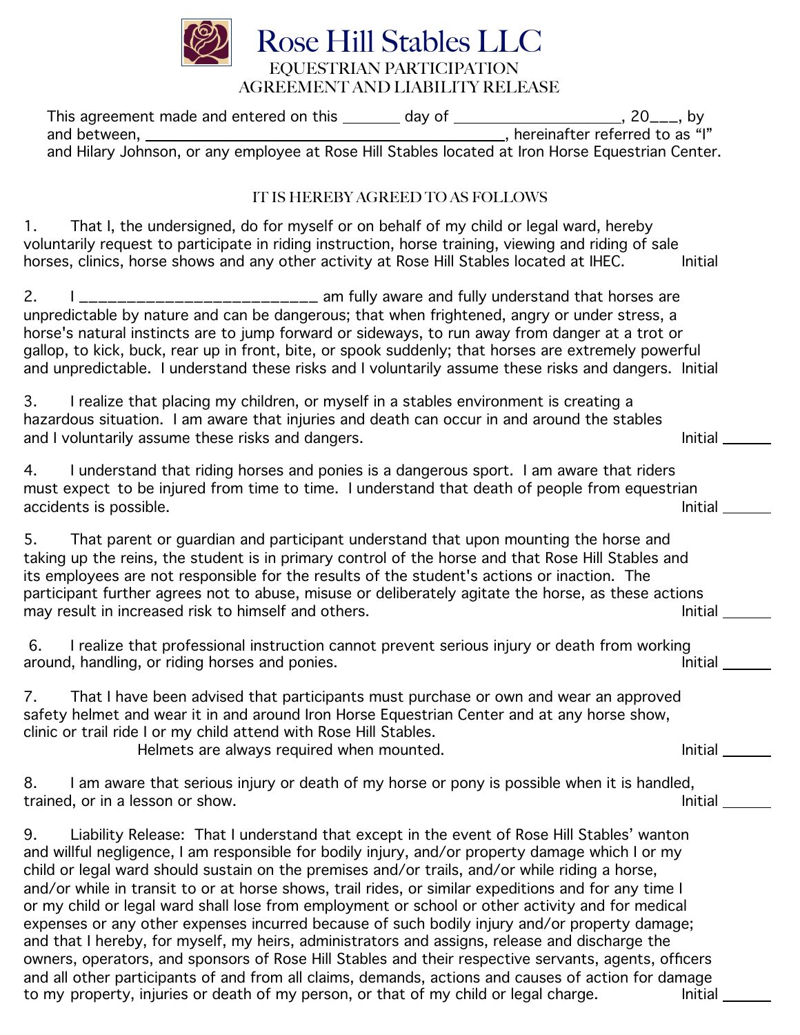# Rose Hill Stables LLC

## EQUESTRIAN PARTICIPATION AGREEMENT AND LIABILITY RELEASE

This agreement made and entered on this _______ day of ____________________, 20___, by and between, ________________________________________, hereinafter referred to as "I" and Hilary Johnson, or any employee at Rose Hill Stables located at Iron Horse Equestrian Center.

### IT IS HEREBY AGREED TO AS FOLLOWS

1. That I, the undersigned, do for myself or on behalf of my child or legal ward, hereby voluntarily request to participate in riding instruction, horse training, viewing and riding of sale horses, clinics, horse shows and any other activity at Rose Hill Stables located at IHEC. Initial

2. I ___________________________ am fully aware and fully understand that horses are unpredictable by nature and can be dangerous; that when frightened, angry or under stress, a horse's natural instincts are to jump forward or sideways, to run away from danger at a trot or gallop, to kick, buck, rear up in front, bite, or spook suddenly; that horses are extremely powerful and unpredictable. I understand these risks and I voluntarily assume these risks and dangers. Initial

3. I realize that placing my children, or myself in a stables environment is creating a hazardous situation. I am aware that injuries and death can occur in and around the stables and I voluntarily assume these risks and dangers. Initial ______

4. I understand that riding horses and ponies is a dangerous sport. I am aware that riders must expect to be injured from time to time. I understand that death of people from equestrian accidents is possible. Initial ______

5. That parent or guardian and participant understand that upon mounting the horse and taking up the reins, the student is in primary control of the horse and that Rose Hill Stables and its employees are not responsible for the results of the student's actions or inaction. The participant further agrees not to abuse, misuse or deliberately agitate the horse, as these actions may result in increased risk to himself and others. Initial ______

6. I realize that professional instruction cannot prevent serious injury or death from working around, handling, or riding horses and ponies. Initial ______

7. That I have been advised that participants must purchase or own and wear an approved safety helmet and wear it in and around Iron Horse Equestrian Center and at any horse show, clinic or trail ride I or my child attend with Rose Hill Stables.
   Helmets are always required when mounted. Initial ______

8. I am aware that serious injury or death of my horse or pony is possible when it is handled, trained, or in a lesson or show. Initial ______

9. Liability Release: That I understand that except in the event of Rose Hill Stables' wanton and willful negligence, I am responsible for bodily injury, and/or property damage which I or my child or legal ward should sustain on the premises and/or trails, and/or while riding a horse, and/or while in transit to or at horse shows, trail rides, or similar expeditions and for any time I or my child or legal ward shall lose from employment or school or other activity and for medical expenses or any other expenses incurred because of such bodily injury and/or property damage; and that I hereby, for myself, my heirs, administrators and assigns, release and discharge the owners, operators, and sponsors of Rose Hill Stables and their respective servants, agents, officers and all other participants of and from all claims, demands, actions and causes of action for damage to my property, injuries or death of my person, or that of my child or legal charge. Initial ______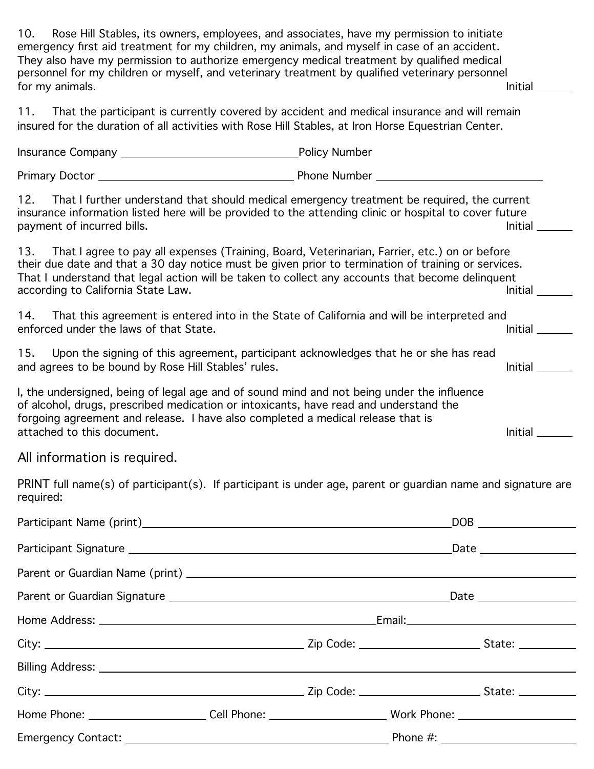10. Rose Hill Stables, its owners, employees, and associates, have my permission to initiate emergency first aid treatment for my children, my animals, and myself in case of an accident. They also have my permission to authorize emergency medical treatment by qualified medical personnel for my children or myself, and veterinary treatment by qualified veterinary personnel for my animals. Initial ______

11. That the participant is currently covered by accident and medical insurance and will remain insured for the duration of all activities with Rose Hill Stables, at Iron Horse Equestrian Center.

Insurance Company ______________________ Policy Number

Primary Doctor ______________________ Phone Number ______________________

12. That I further understand that should medical emergency treatment be required, the current insurance information listed here will be provided to the attending clinic or hospital to cover future payment of incurred bills. Initial ______

13. That I agree to pay all expenses (Training, Board, Veterinarian, Farrier, etc.) on or before their due date and that a 30 day notice must be given prior to termination of training or services. That I understand that legal action will be taken to collect any accounts that become delinquent according to California State Law. Initial ______

14. That this agreement is entered into in the State of California and will be interpreted and enforced under the laws of that State. Initial ______

15. Upon the signing of this agreement, participant acknowledges that he or she has read and agrees to be bound by Rose Hill Stables' rules. Initial ______

I, the undersigned, being of legal age and of sound mind and not being under the influence of alcohol, drugs, prescribed medication or intoxicants, have read and understand the forgoing agreement and release. I have also completed a medical release that is attached to this document. Initial ______

All information is required.

PRINT full name(s) of participant(s). If participant is under age, parent or guardian name and signature are required:

Participant Name (print)______________________ DOB ______________

Participant Signature ______________________ Date ______________

Parent or Guardian Name (print) ______________________

Parent or Guardian Signature ______________________ Date ______________

Home Address: ______________________ Email: ______________________

City: ______________________ Zip Code: ______________ State: __________

Billing Address: ______________________

City: ______________________ Zip Code: ______________ State: __________

Home Phone: ______________ Cell Phone: ______________ Work Phone: ______________

Emergency Contact: ______________________ Phone #: ______________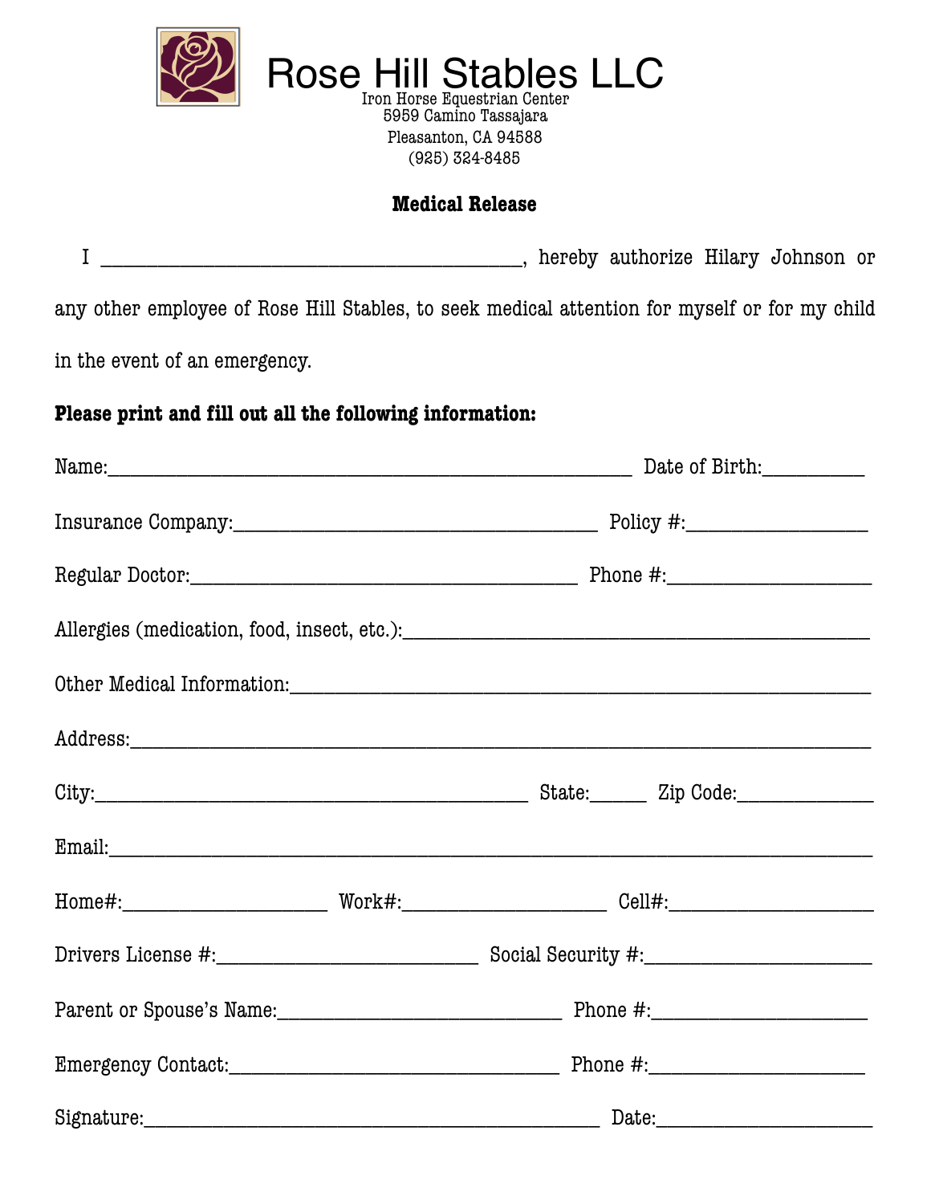# Rose Hill Stables LLC

Iron Horse Equestrian Center
5959 Camino Tassajara
Pleasanton, CA 94588
(925) 324-8485

**Medical Release**

I ________________________________________, hereby authorize Hilary Johnson or any other employee of Rose Hill Stables, to seek medical attention for myself or for my child in the event of an emergency.

**Please print and fill out all the following information:**

Name:__________________________________________________ Date of Birth:__________

Insurance Company:____________________________________ Policy #:_________________

Regular Doctor:_______________________________________ Phone #:___________________

Allergies (medication, food, insect, etc.):_____________________________________________

Other Medical Information:______________________________________________________

Address:_________________________________________________________________________

City:__________________________________________ State:_____ Zip Code:_____________

Email:___________________________________________________________________________

Home#:___________________ Work#:___________________ Cell#:____________________

Drivers License #:_________________________ Social Security #:______________________

Parent or Spouse's Name:___________________________ Phone #:___________________

Emergency Contact:______________________________ Phone #:____________________

Signature:____________________________________________ Date:____________________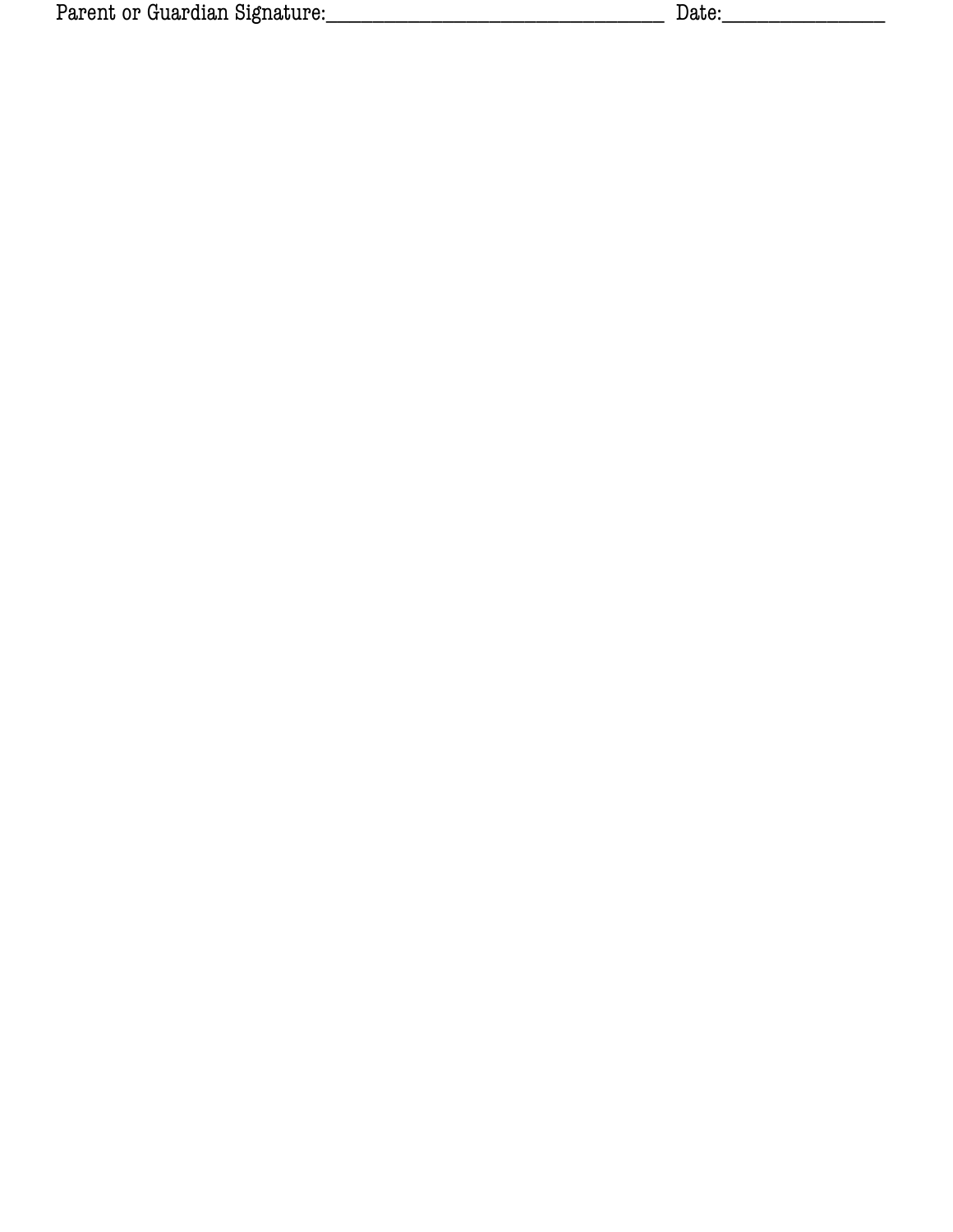Parent or Guardian Signature:\_\_\_\_\_\_\_\_\_\_\_\_\_\_\_\_\_\_\_\_\_\_\_\_\_\_\_\_\_\_\_\_\_\_\_\_ Date:\_\_\_\_\_\_\_\_\_\_\_\_\_\_\_\_\_